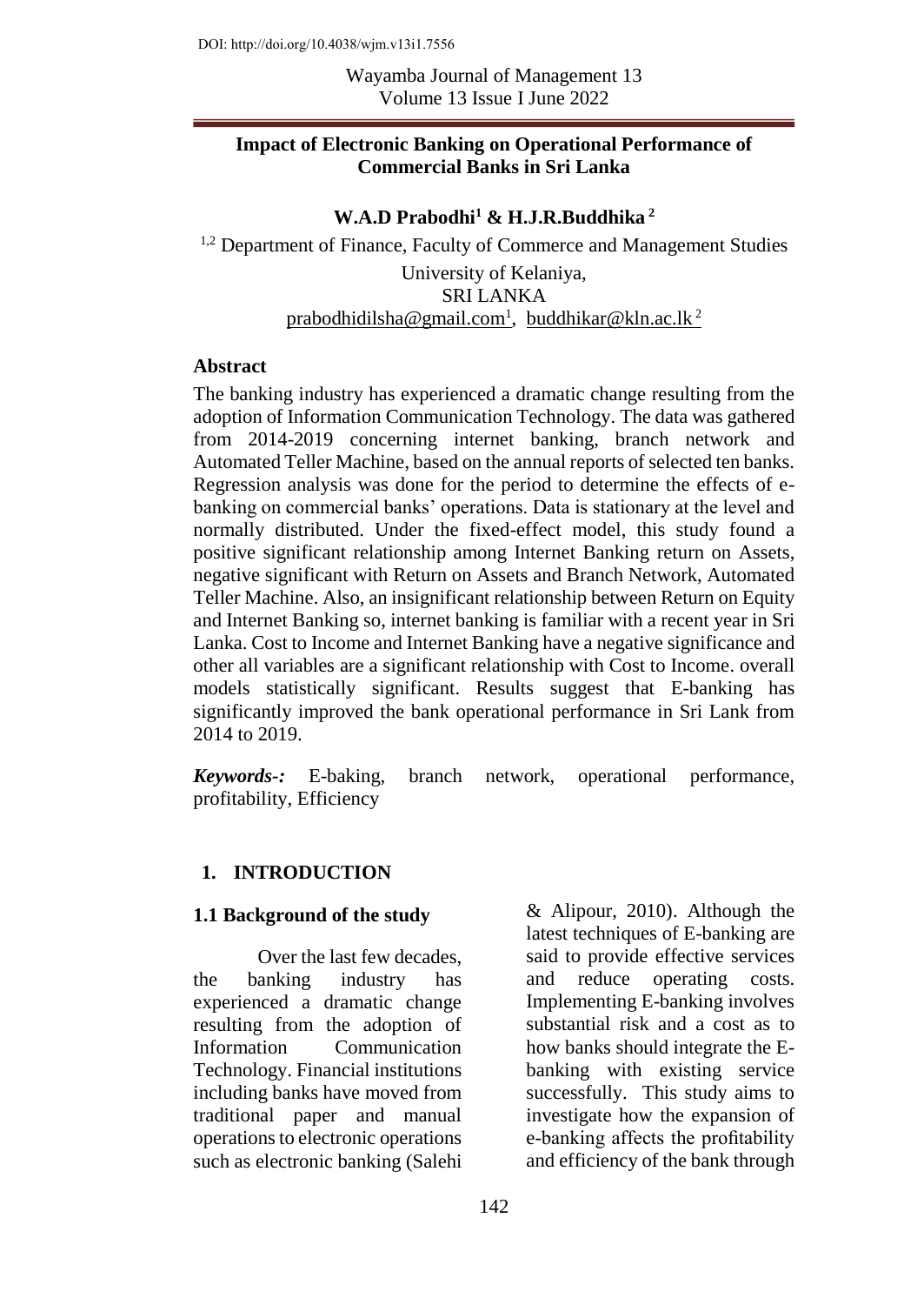DOI: http://doi.org/10.4038/wjm.v13i1.7556

Wayamba Journal of Management 13
Volume 13 Issue I June 2022

# Impact of Electronic Banking on Operational Performance of Commercial Banks in Sri Lanka

**W.A.D Prabodhi[1] & H.J.R.Buddhika[2]**

[1,2] Department of Finance, Faculty of Commerce and Management Studies
University of Kelaniya,
SRI LANKA
prabodhidilsha@gmail.com[1], buddhikar@kln.ac.lk[2]

## Abstract

The banking industry has experienced a dramatic change resulting from the adoption of Information Communication Technology. The data was gathered from 2014-2019 concerning internet banking, branch network and Automated Teller Machine, based on the annual reports of selected ten banks. Regression analysis was done for the period to determine the effects of e-banking on commercial banks' operations. Data is stationary at the level and normally distributed. Under the fixed-effect model, this study found a positive significant relationship among Internet Banking return on Assets, negative significant with Return on Assets and Branch Network, Automated Teller Machine. Also, an insignificant relationship between Return on Equity and Internet Banking so, internet banking is familiar with a recent year in Sri Lanka. Cost to Income and Internet Banking have a negative significance and other all variables are a significant relationship with Cost to Income. overall models statistically significant. Results suggest that E-banking has significantly improved the bank operational performance in Sri Lank from 2014 to 2019.

***Keywords-:*** E-baking, branch network, operational performance, profitability, Efficiency

## 1. INTRODUCTION

### 1.1 Background of the study

Over the last few decades, the banking industry has experienced a dramatic change resulting from the adoption of Information Communication Technology. Financial institutions including banks have moved from traditional paper and manual operations to electronic operations such as electronic banking (Salehi & Alipour, 2010). Although the latest techniques of E-banking are said to provide effective services and reduce operating costs. Implementing E-banking involves substantial risk and a cost as to how banks should integrate the E-banking with existing service successfully. This study aims to investigate how the expansion of e-banking affects the profitability and efficiency of the bank through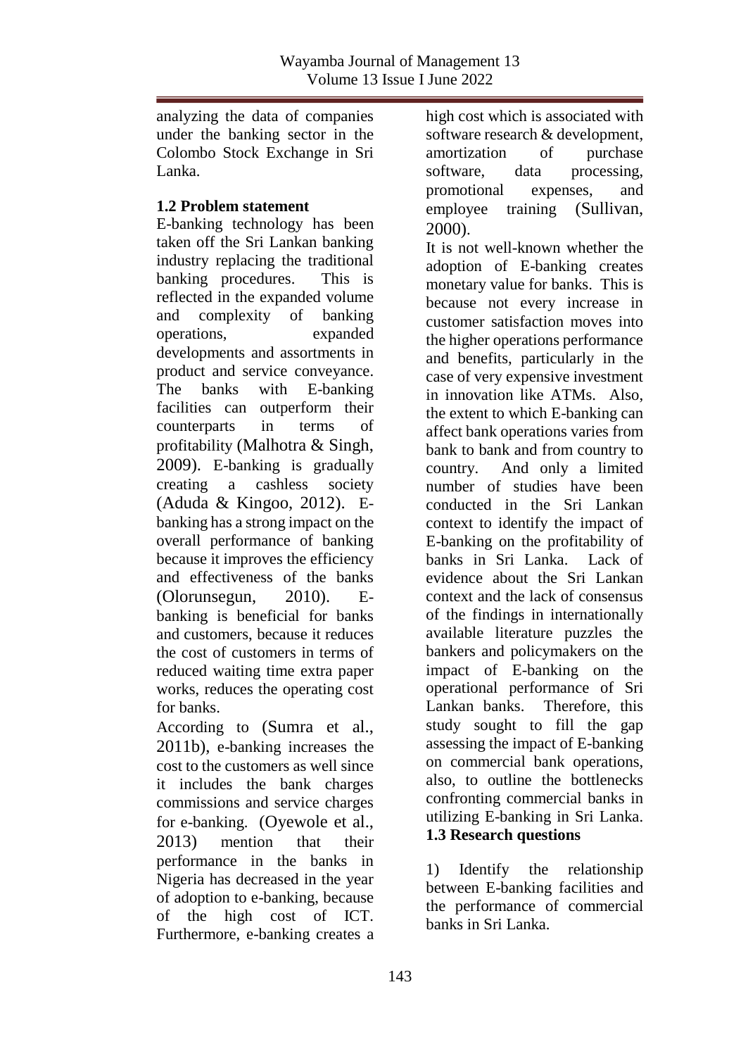analyzing the data of companies under the banking sector in the Colombo Stock Exchange in Sri Lanka.

### 1.2 Problem statement

E-banking technology has been taken off the Sri Lankan banking industry replacing the traditional banking procedures. This is reflected in the expanded volume and complexity of banking operations, expanded developments and assortments in product and service conveyance. The banks with E-banking facilities can outperform their counterparts in terms of profitability (Malhotra & Singh, 2009). E-banking is gradually creating a cashless society (Aduda & Kingoo, 2012). E-banking has a strong impact on the overall performance of banking because it improves the efficiency and effectiveness of the banks (Olorunsegun, 2010). E-banking is beneficial for banks and customers, because it reduces the cost of customers in terms of reduced waiting time extra paper works, reduces the operating cost for banks.

According to (Sumra et al., 2011b), e-banking increases the cost to the customers as well since it includes the bank charges commissions and service charges for e-banking. (Oyewole et al., 2013) mention that their performance in the banks in Nigeria has decreased in the year of adoption to e-banking, because of the high cost of ICT. Furthermore, e-banking creates a high cost which is associated with software research & development, amortization of purchase software, data processing, promotional expenses, and employee training (Sullivan, 2000).

It is not well-known whether the adoption of E-banking creates monetary value for banks. This is because not every increase in customer satisfaction moves into the higher operations performance and benefits, particularly in the case of very expensive investment in innovation like ATMs. Also, the extent to which E-banking can affect bank operations varies from bank to bank and from country to country. And only a limited number of studies have been conducted in the Sri Lankan context to identify the impact of E-banking on the profitability of banks in Sri Lanka. Lack of evidence about the Sri Lankan context and the lack of consensus of the findings in internationally available literature puzzles the bankers and policymakers on the impact of E-banking on the operational performance of Sri Lankan banks. Therefore, this study sought to fill the gap assessing the impact of E-banking on commercial bank operations, also, to outline the bottlenecks confronting commercial banks in utilizing E-banking in Sri Lanka.

### 1.3 Research questions

1) Identify the relationship between E-banking facilities and the performance of commercial banks in Sri Lanka.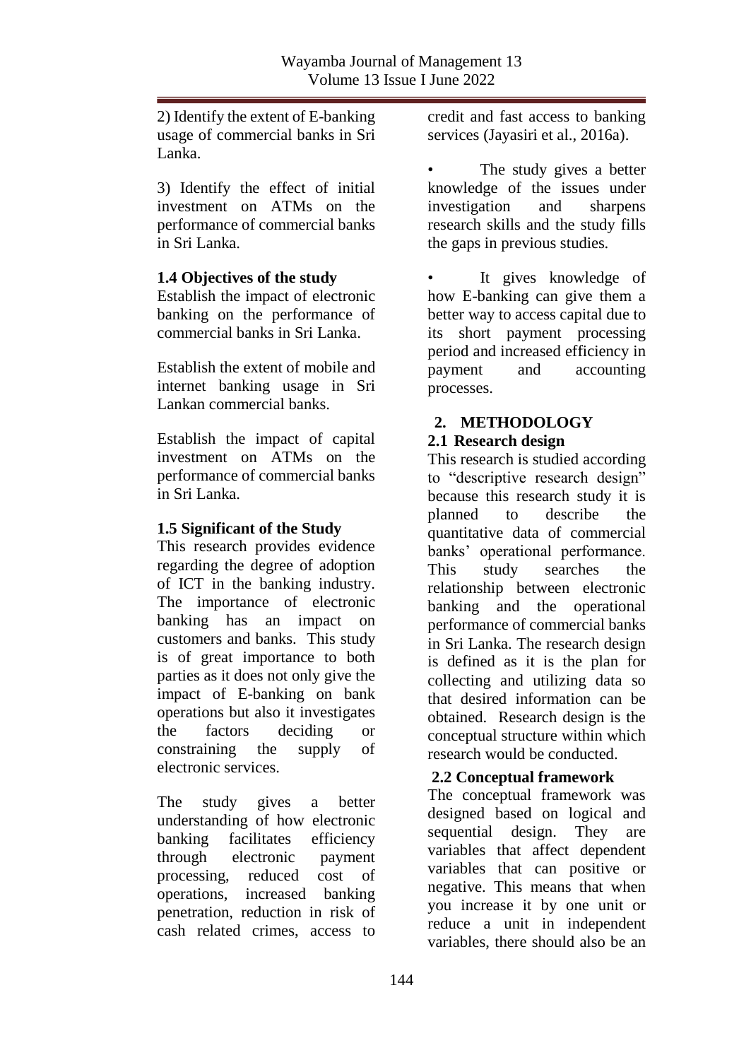2) Identify the extent of E-banking usage of commercial banks in Sri Lanka.

3) Identify the effect of initial investment on ATMs on the performance of commercial banks in Sri Lanka.

### 1.4 Objectives of the study

Establish the impact of electronic banking on the performance of commercial banks in Sri Lanka.

Establish the extent of mobile and internet banking usage in Sri Lankan commercial banks.

Establish the impact of capital investment on ATMs on the performance of commercial banks in Sri Lanka.

### 1.5 Significant of the Study

This research provides evidence regarding the degree of adoption of ICT in the banking industry. The importance of electronic banking has an impact on customers and banks. This study is of great importance to both parties as it does not only give the impact of E-banking on bank operations but also it investigates the factors deciding or constraining the supply of electronic services.

The study gives a better understanding of how electronic banking facilitates efficiency through electronic payment processing, reduced cost of operations, increased banking penetration, reduction in risk of cash related crimes, access to credit and fast access to banking services (Jayasiri et al., 2016a).

- The study gives a better knowledge of the issues under investigation and sharpens research skills and the study fills the gaps in previous studies.

- It gives knowledge of how E-banking can give them a better way to access capital due to its short payment processing period and increased efficiency in payment and accounting processes.

## 2. METHODOLOGY

### 2.1 Research design

This research is studied according to "descriptive research design" because this research study it is planned to describe the quantitative data of commercial banks' operational performance. This study searches the relationship between electronic banking and the operational performance of commercial banks in Sri Lanka. The research design is defined as it is the plan for collecting and utilizing data so that desired information can be obtained. Research design is the conceptual structure within which research would be conducted.

### 2.2 Conceptual framework

The conceptual framework was designed based on logical and sequential design. They are variables that affect dependent variables that can positive or negative. This means that when you increase it by one unit or reduce a unit in independent variables, there should also be an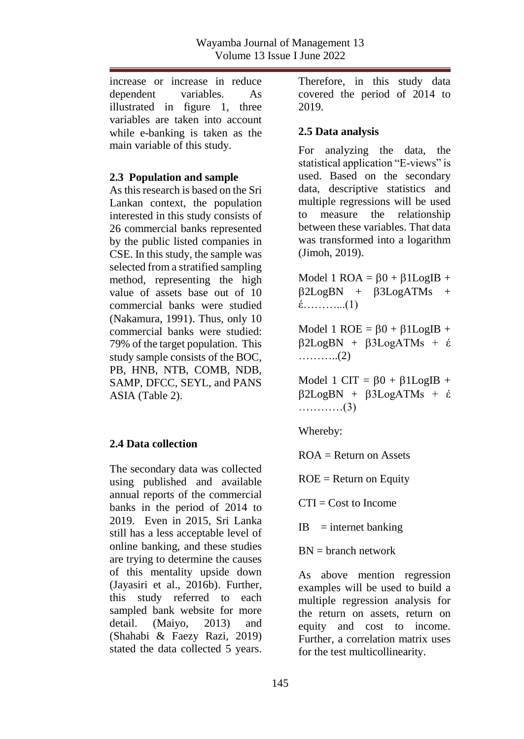increase or increase in reduce dependent variables. As illustrated in figure 1, three variables are taken into account while e-banking is taken as the main variable of this study.

### 2.3 Population and sample

As this research is based on the Sri Lankan context, the population interested in this study consists of 26 commercial banks represented by the public listed companies in CSE. In this study, the sample was selected from a stratified sampling method, representing the high value of assets base out of 10 commercial banks were studied (Nakamura, 1991). Thus, only 10 commercial banks were studied: 79% of the target population. This study sample consists of the BOC, PB, HNB, NTB, COMB, NDB, SAMP, DFCC, SEYL, and PANS ASIA (Table 2).

### 2.4 Data collection

The secondary data was collected using published and available annual reports of the commercial banks in the period of 2014 to 2019. Even in 2015, Sri Lanka still has a less acceptable level of online banking, and these studies are trying to determine the causes of this mentality upside down (Jayasiri et al., 2016b). Further, this study referred to each sampled bank website for more detail. (Maiyo, 2013) and (Shahabi & Faezy Razi, 2019) stated the data collected 5 years. Therefore, in this study data covered the period of 2014 to 2019.

### 2.5 Data analysis

For analyzing the data, the statistical application "E-views" is used. Based on the secondary data, descriptive statistics and multiple regressions will be used to measure the relationship between these variables. That data was transformed into a logarithm (Jimoh, 2019).

Model 1 $ROA = \beta0 + \beta1LogIB + \beta2LogBN + \beta3LogATMs + \acute{\varepsilon}$………...(1)

Model 1 $ROE = \beta0 + \beta1LogIB + \beta2LogBN + \beta3LogATMs + \acute{\varepsilon}$………..(2)

Model 1 $CIT = \beta0 + \beta1LogIB + \beta2LogBN + \beta3LogATMs + \acute{\varepsilon}$…………(3)

Whereby:

ROA = Return on Assets

ROE = Return on Equity

CTI = Cost to Income

IB = internet banking

BN = branch network

As above mention regression examples will be used to build a multiple regression analysis for the return on assets, return on equity and cost to income. Further, a correlation matrix uses for the test multicollinearity.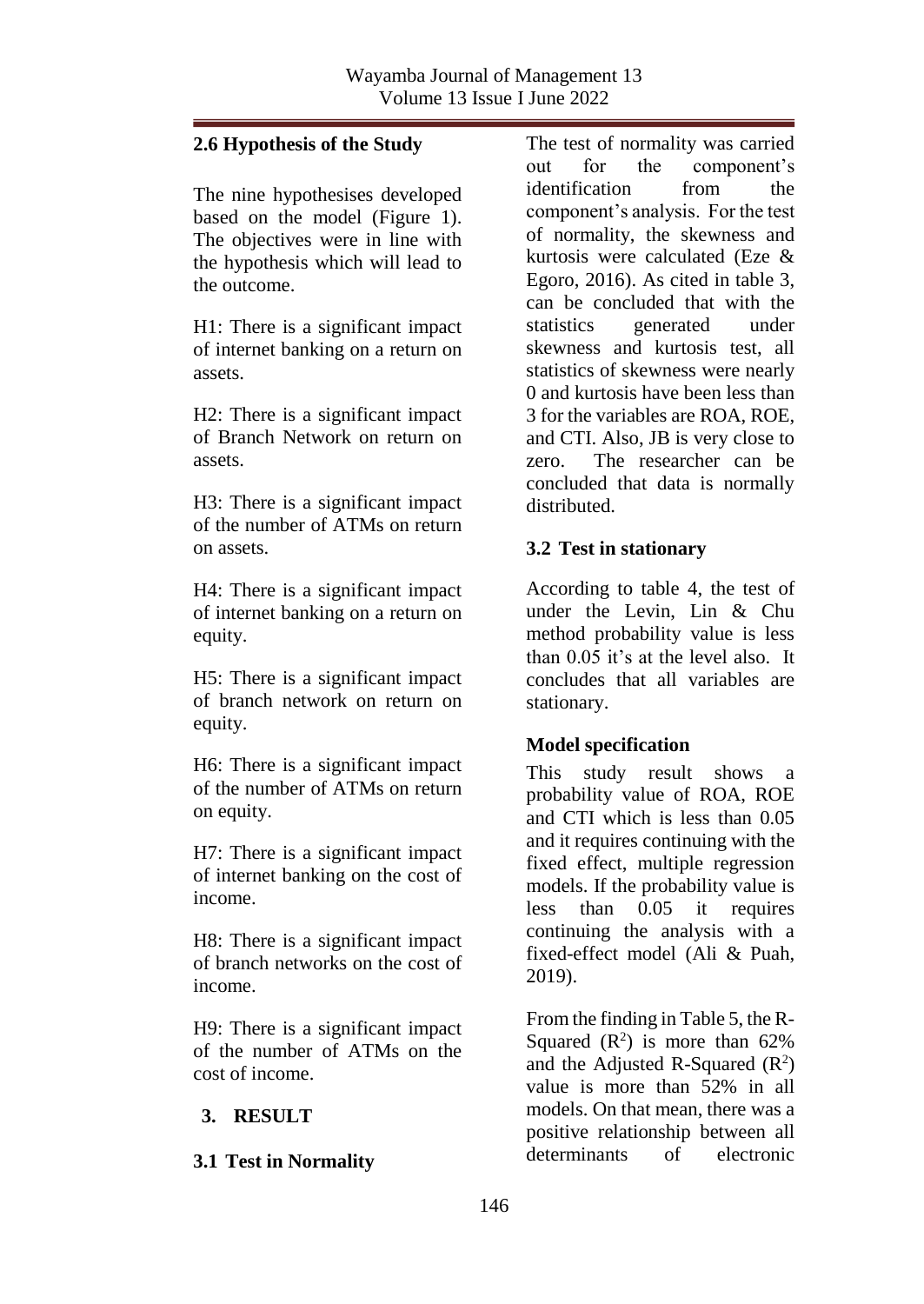### 2.6 Hypothesis of the Study

The nine hypothesises developed based on the model (Figure 1). The objectives were in line with the hypothesis which will lead to the outcome.

H1: There is a significant impact of internet banking on a return on assets.

H2: There is a significant impact of Branch Network on return on assets.

H3: There is a significant impact of the number of ATMs on return on assets.

H4: There is a significant impact of internet banking on a return on equity.

H5: There is a significant impact of branch network on return on equity.

H6: There is a significant impact of the number of ATMs on return on equity.

H7: There is a significant impact of internet banking on the cost of income.

H8: There is a significant impact of branch networks on the cost of income.

H9: There is a significant impact of the number of ATMs on the cost of income.

## 3. RESULT

### 3.1 Test in Normality

The test of normality was carried out for the component's identification from the component's analysis. For the test of normality, the skewness and kurtosis were calculated (Eze & Egoro, 2016). As cited in table 3, can be concluded that with the statistics generated under skewness and kurtosis test, all statistics of skewness were nearly 0 and kurtosis have been less than 3 for the variables are ROA, ROE, and CTI. Also, JB is very close to zero. The researcher can be concluded that data is normally distributed.

### 3.2 Test in stationary

According to table 4, the test of under the Levin, Lin & Chu method probability value is less than 0.05 it's at the level also. It concludes that all variables are stationary.

### Model specification

This study result shows a probability value of ROA, ROE and CTI which is less than 0.05 and it requires continuing with the fixed effect, multiple regression models. If the probability value is less than 0.05 it requires continuing the analysis with a fixed-effect model (Ali & Puah, 2019).

From the finding in Table 5, the R-Squared ($R^2$) is more than 62% and the Adjusted R-Squared ($R^2$) value is more than 52% in all models. On that mean, there was a positive relationship between all determinants of electronic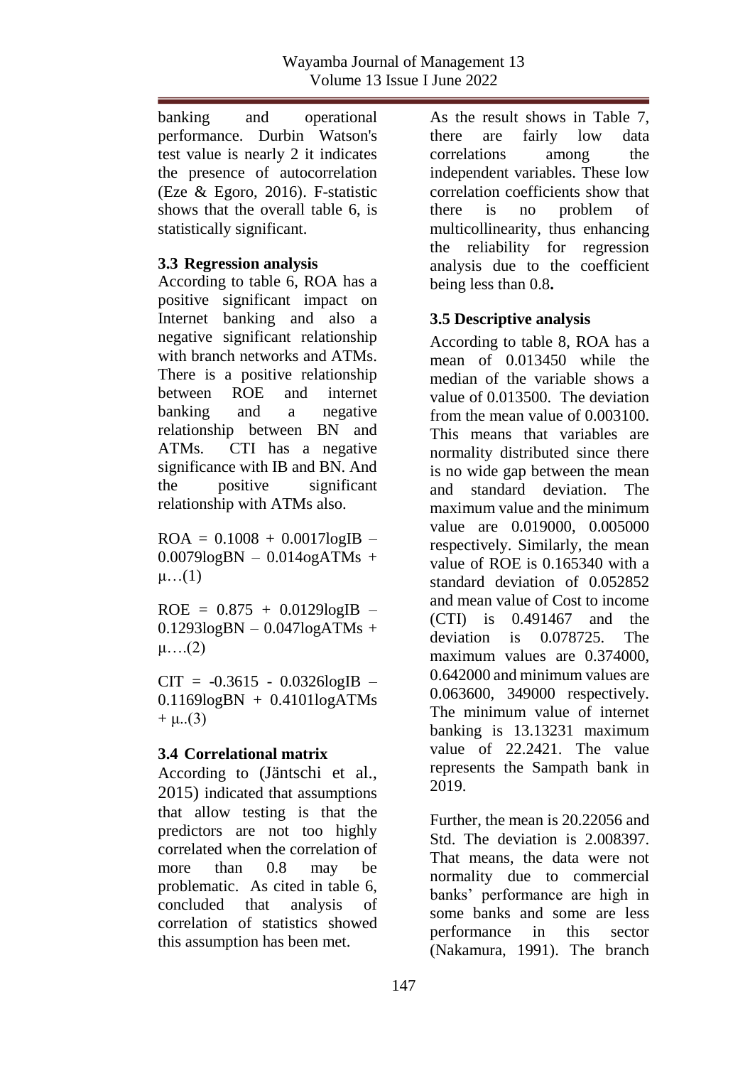banking and operational performance. Durbin Watson's test value is nearly 2 it indicates the presence of autocorrelation (Eze & Egoro, 2016). F-statistic shows that the overall table 6, is statistically significant.

### 3.3 Regression analysis

According to table 6, ROA has a positive significant impact on Internet banking and also a negative significant relationship with branch networks and ATMs. There is a positive relationship between ROE and internet banking and a negative relationship between BN and ATMs. CTI has a negative significance with IB and BN. And the positive significant relationship with ATMs also.

$$ROA = 0.1008 + 0.0017logIB – 0.0079logBN – 0.014ogATMs + \mu\ldots(1)$$

$$ROE = 0.875 + 0.0129logIB – 0.1293logBN – 0.047logATMs + \mu\ldots.(2)$$

$$CIT = -0.3615 - 0.0326logIB – 0.1169logBN + 0.4101logATMs + \mu..(3)$$

### 3.4 Correlational matrix

According to (Jäntschi et al., 2015) indicated that assumptions that allow testing is that the predictors are not too highly correlated when the correlation of more than 0.8 may be problematic. As cited in table 6, concluded that analysis of correlation of statistics showed this assumption has been met.

As the result shows in Table 7, there are fairly low data correlations among the independent variables. These low correlation coefficients show that there is no problem of multicollinearity, thus enhancing the reliability for regression analysis due to the coefficient being less than 0.8**.**

### 3.5 Descriptive analysis

According to table 8, ROA has a mean of 0.013450 while the median of the variable shows a value of 0.013500. The deviation from the mean value of 0.003100. This means that variables are normality distributed since there is no wide gap between the mean and standard deviation. The maximum value and the minimum value are 0.019000, 0.005000 respectively. Similarly, the mean value of ROE is 0.165340 with a standard deviation of 0.052852 and mean value of Cost to income (CTI) is 0.491467 and the deviation is 0.078725. The maximum values are 0.374000, 0.642000 and minimum values are 0.063600, 349000 respectively. The minimum value of internet banking is 13.13231 maximum value of 22.2421. The value represents the Sampath bank in 2019.

Further, the mean is 20.22056 and Std. The deviation is 2.008397. That means, the data were not normality due to commercial banks' performance are high in some banks and some are less performance in this sector (Nakamura, 1991). The branch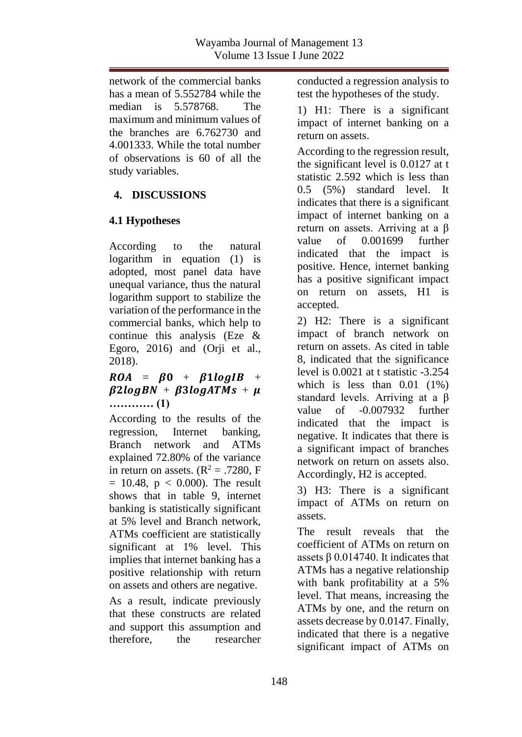network of the commercial banks has a mean of 5.552784 while the median is 5.578768. The maximum and minimum values of the branches are 6.762730 and 4.001333. While the total number of observations is 60 of all the study variables.

## 4. DISCUSSIONS

### 4.1 Hypotheses

According to the natural logarithm in equation (1) is adopted, most panel data have unequal variance, thus the natural logarithm support to stabilize the variation of the performance in the commercial banks, which help to continue this analysis (Eze & Egoro, 2016) and (Orji et al., 2018).

$$ROA = \beta 0 + \beta 1 logIB + \beta 2 logBN + \beta 3 logATMs + \mu \quad \text{………… (1)}$$

According to the results of the regression, Internet banking, Branch network and ATMs explained 72.80% of the variance in return on assets. ($R^2 = .7280$, $F = 10.48$, $p < 0.000$). The result shows that in table 9, internet banking is statistically significant at 5% level and Branch network, ATMs coefficient are statistically significant at 1% level. This implies that internet banking has a positive relationship with return on assets and others are negative.

As a result, indicate previously that these constructs are related and support this assumption and therefore, the researcher conducted a regression analysis to test the hypotheses of the study.

1) H1: There is a significant impact of internet banking on a return on assets.

According to the regression result, the significant level is 0.0127 at t statistic 2.592 which is less than 0.5 (5%) standard level. It indicates that there is a significant impact of internet banking on a return on assets. Arriving at a β value of 0.001699 further indicated that the impact is positive. Hence, internet banking has a positive significant impact on return on assets, H1 is accepted.

2) H2: There is a significant impact of branch network on return on assets. As cited in table 8, indicated that the significance level is 0.0021 at t statistic -3.254 which is less than 0.01 (1%) standard levels. Arriving at a β value of -0.007932 further indicated that the impact is negative. It indicates that there is a significant impact of branches network on return on assets also. Accordingly, H2 is accepted.

3) H3: There is a significant impact of ATMs on return on assets.

The result reveals that the coefficient of ATMs on return on assets β 0.014740. It indicates that ATMs has a negative relationship with bank profitability at a 5% level. That means, increasing the ATMs by one, and the return on assets decrease by 0.0147. Finally, indicated that there is a negative significant impact of ATMs on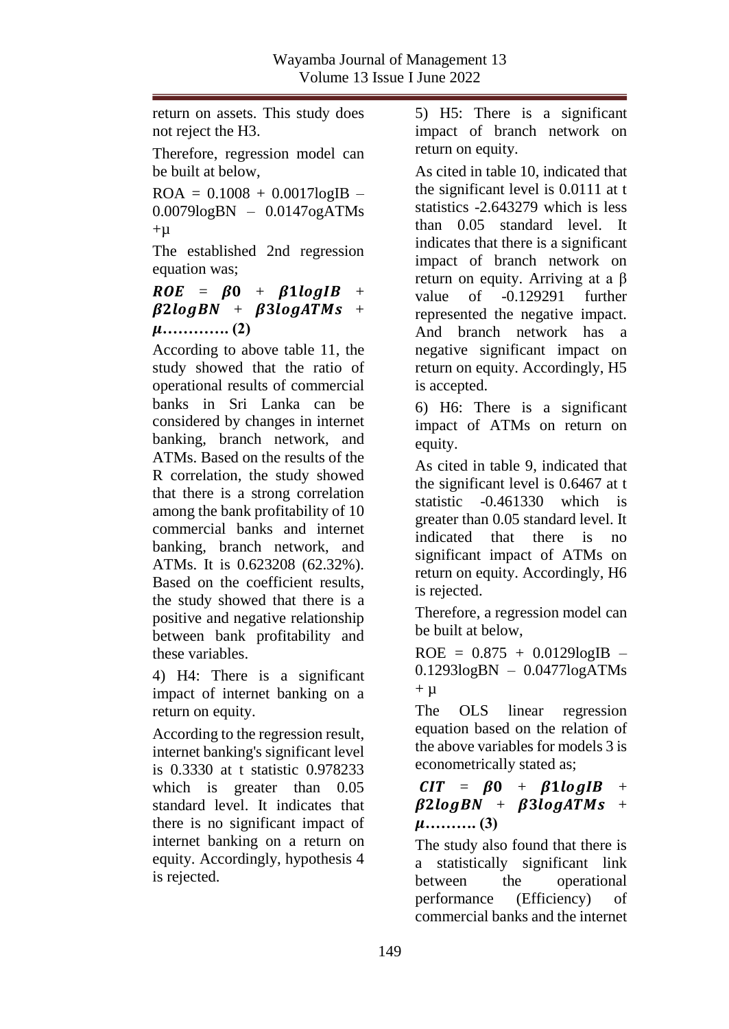return on assets. This study does not reject the H3.

Therefore, regression model can be built at below,

ROA = 0.1008 + 0.0017logIB – 0.0079logBN – 0.0147ogATMs +μ

The established 2nd regression equation was;

$$ROE = \beta 0 + \beta 1 logIB + \beta 2 logBN + \beta 3 logATMs + \mu \ldots\ldots\ldots\ldots \text{ (2)}$$

According to above table 11, the study showed that the ratio of operational results of commercial banks in Sri Lanka can be considered by changes in internet banking, branch network, and ATMs. Based on the results of the R correlation, the study showed that there is a strong correlation among the bank profitability of 10 commercial banks and internet banking, branch network, and ATMs. It is 0.623208 (62.32%). Based on the coefficient results, the study showed that there is a positive and negative relationship between bank profitability and these variables.

4) H4: There is a significant impact of internet banking on a return on equity.

According to the regression result, internet banking's significant level is 0.3330 at t statistic 0.978233 which is greater than 0.05 standard level. It indicates that there is no significant impact of internet banking on a return on equity. Accordingly, hypothesis 4 is rejected.

5) H5: There is a significant impact of branch network on return on equity.

As cited in table 10, indicated that the significant level is 0.0111 at t statistics -2.643279 which is less than 0.05 standard level. It indicates that there is a significant impact of branch network on return on equity. Arriving at a β value of -0.129291 further represented the negative impact. And branch network has a negative significant impact on return on equity. Accordingly, H5 is accepted.

6) H6: There is a significant impact of ATMs on return on equity.

As cited in table 9, indicated that the significant level is 0.6467 at t statistic -0.461330 which is greater than 0.05 standard level. It indicated that there is no significant impact of ATMs on return on equity. Accordingly, H6 is rejected.

Therefore, a regression model can be built at below,

ROE = 0.875 + 0.0129logIB – 0.1293logBN – 0.0477logATMs + μ

The OLS linear regression equation based on the relation of the above variables for models 3 is econometrically stated as;

$$CIT = \beta 0 + \beta 1 logIB + \beta 2 logBN + \beta 3 logATMs + \mu \ldots\ldots\ldots\ldots \text{ (3)}$$

The study also found that there is a statistically significant link between the operational performance (Efficiency) of commercial banks and the internet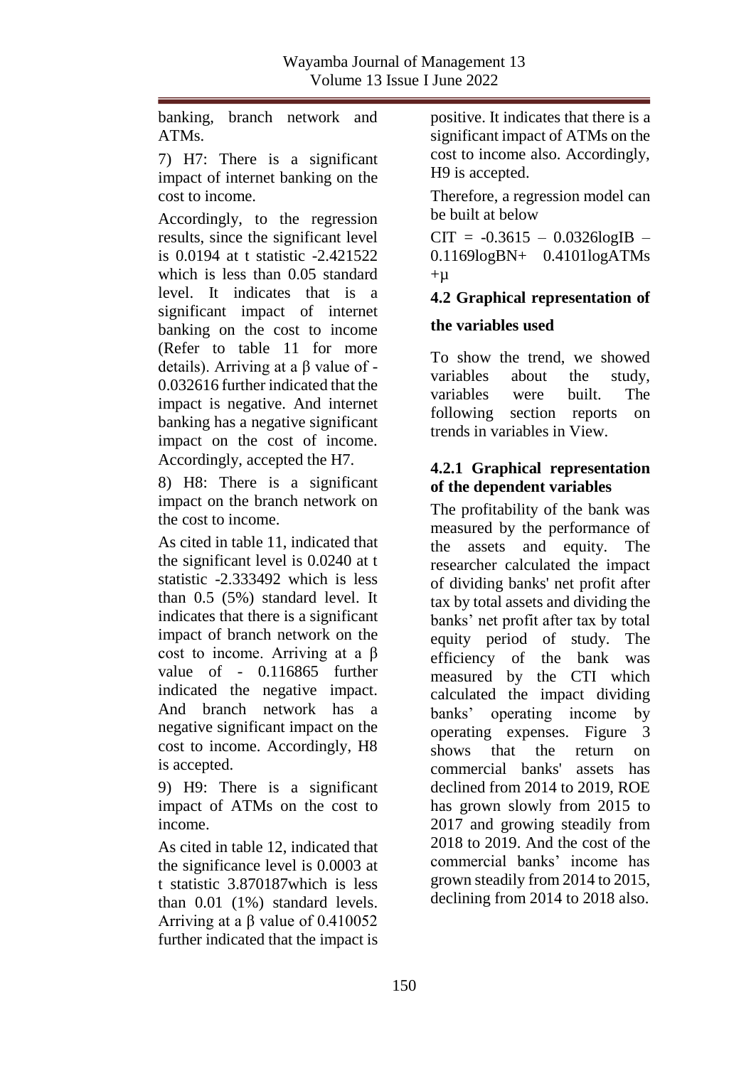banking, branch network and ATMs.

7) H7: There is a significant impact of internet banking on the cost to income.

Accordingly, to the regression results, since the significant level is 0.0194 at t statistic -2.421522 which is less than 0.05 standard level. It indicates that is a significant impact of internet banking on the cost to income (Refer to table 11 for more details). Arriving at a β value of -0.032616 further indicated that the impact is negative. And internet banking has a negative significant impact on the cost of income. Accordingly, accepted the H7.

8) H8: There is a significant impact on the branch network on the cost to income.

As cited in table 11, indicated that the significant level is 0.0240 at t statistic -2.333492 which is less than 0.5 (5%) standard level. It indicates that there is a significant impact of branch network on the cost to income. Arriving at a β value of - 0.116865 further indicated the negative impact. And branch network has a negative significant impact on the cost to income. Accordingly, H8 is accepted.

9) H9: There is a significant impact of ATMs on the cost to income.

As cited in table 12, indicated that the significance level is 0.0003 at t statistic 3.870187which is less than 0.01 (1%) standard levels. Arriving at a β value of 0.410052 further indicated that the impact is positive. It indicates that there is a significant impact of ATMs on the cost to income also. Accordingly, H9 is accepted.

Therefore, a regression model can be built at below

$$CIT = -0.3615 - 0.0326 \log IB - 0.1169 \log BN + 0.4101 \log ATMs + \mu$$

### 4.2 Graphical representation of the variables used

To show the trend, we showed variables about the study, variables were built. The following section reports on trends in variables in View.

#### 4.2.1 Graphical representation of the dependent variables

The profitability of the bank was measured by the performance of the assets and equity. The researcher calculated the impact of dividing banks' net profit after tax by total assets and dividing the banks' net profit after tax by total equity period of study. The efficiency of the bank was measured by the CTI which calculated the impact dividing banks' operating income by operating expenses. Figure 3 shows that the return on commercial banks' assets has declined from 2014 to 2019, ROE has grown slowly from 2015 to 2017 and growing steadily from 2018 to 2019. And the cost of the commercial banks' income has grown steadily from 2014 to 2015, declining from 2014 to 2018 also.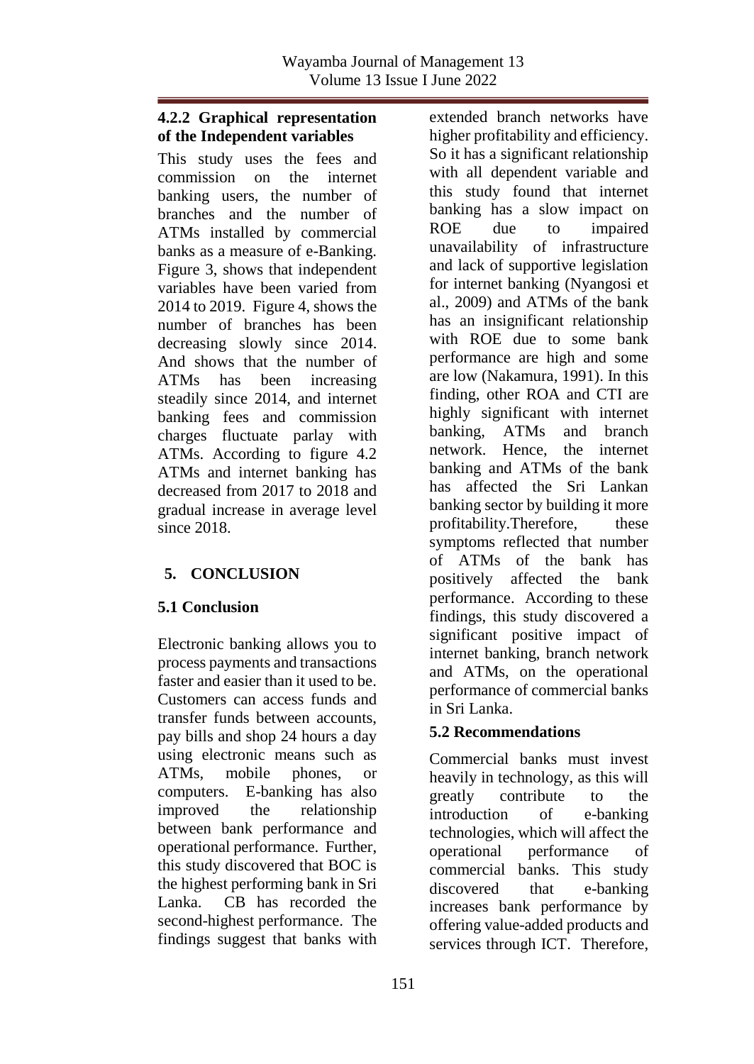#### 4.2.2 Graphical representation of the Independent variables

This study uses the fees and commission on the internet banking users, the number of branches and the number of ATMs installed by commercial banks as a measure of e-Banking. Figure 3, shows that independent variables have been varied from 2014 to 2019. Figure 4, shows the number of branches has been decreasing slowly since 2014. And shows that the number of ATMs has been increasing steadily since 2014, and internet banking fees and commission charges fluctuate parlay with ATMs. According to figure 4.2 ATMs and internet banking has decreased from 2017 to 2018 and gradual increase in average level since 2018.

## 5. CONCLUSION

### 5.1 Conclusion

Electronic banking allows you to process payments and transactions faster and easier than it used to be. Customers can access funds and transfer funds between accounts, pay bills and shop 24 hours a day using electronic means such as ATMs, mobile phones, or computers. E-banking has also improved the relationship between bank performance and operational performance. Further, this study discovered that BOC is the highest performing bank in Sri Lanka. CB has recorded the second-highest performance. The findings suggest that banks with extended branch networks have higher profitability and efficiency. So it has a significant relationship with all dependent variable and this study found that internet banking has a slow impact on ROE due to impaired unavailability of infrastructure and lack of supportive legislation for internet banking (Nyangosi et al., 2009) and ATMs of the bank has an insignificant relationship with ROE due to some bank performance are high and some are low (Nakamura, 1991). In this finding, other ROA and CTI are highly significant with internet banking, ATMs and branch network. Hence, the internet banking and ATMs of the bank has affected the Sri Lankan banking sector by building it more profitability.Therefore, these symptoms reflected that number of ATMs of the bank has positively affected the bank performance. According to these findings, this study discovered a significant positive impact of internet banking, branch network and ATMs, on the operational performance of commercial banks in Sri Lanka.

### 5.2 Recommendations

Commercial banks must invest heavily in technology, as this will greatly contribute to the introduction of e-banking technologies, which will affect the operational performance of commercial banks. This study discovered that e-banking increases bank performance by offering value-added products and services through ICT. Therefore,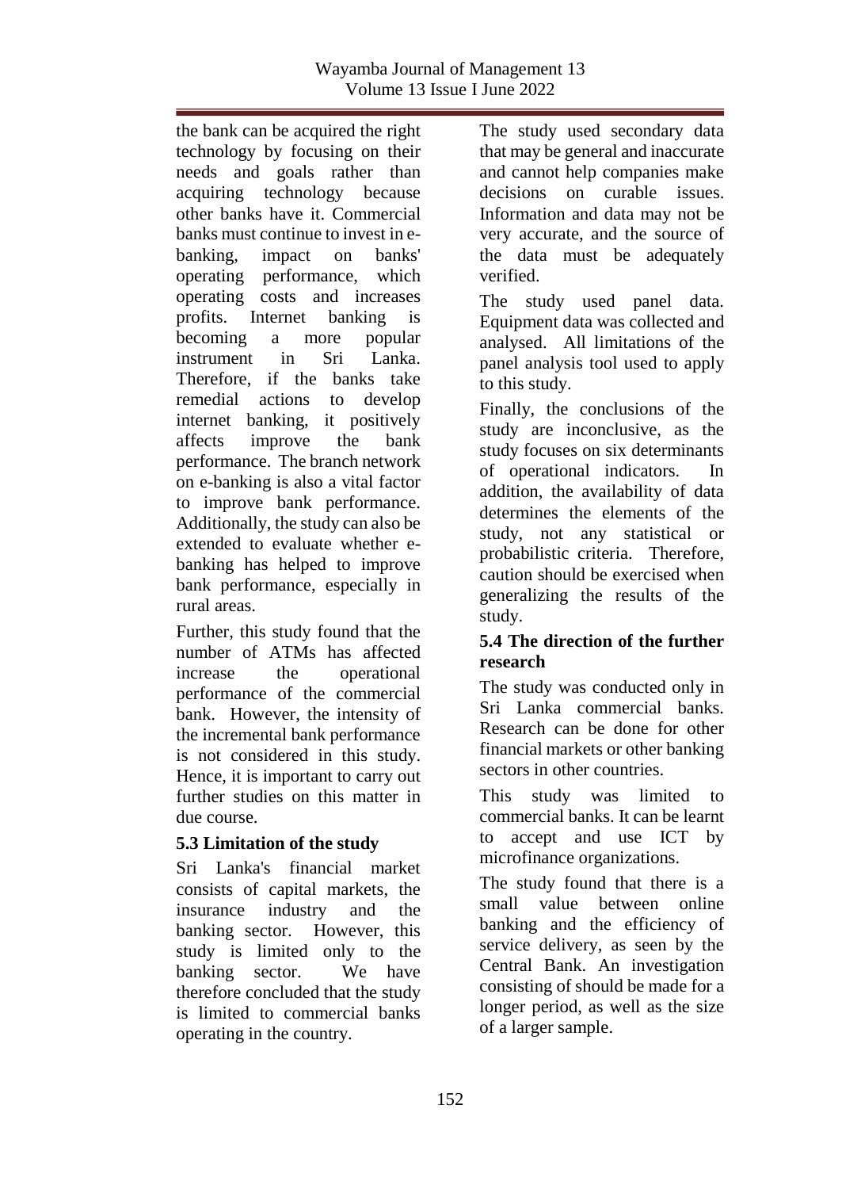the bank can be acquired the right technology by focusing on their needs and goals rather than acquiring technology because other banks have it. Commercial banks must continue to invest in e-banking, impact on banks' operating performance, which operating costs and increases profits. Internet banking is becoming a more popular instrument in Sri Lanka. Therefore, if the banks take remedial actions to develop internet banking, it positively affects improve the bank performance. The branch network on e-banking is also a vital factor to improve bank performance. Additionally, the study can also be extended to evaluate whether e-banking has helped to improve bank performance, especially in rural areas.

Further, this study found that the number of ATMs has affected increase the operational performance of the commercial bank. However, the intensity of the incremental bank performance is not considered in this study. Hence, it is important to carry out further studies on this matter in due course.

### 5.3 Limitation of the study

Sri Lanka's financial market consists of capital markets, the insurance industry and the banking sector. However, this study is limited only to the banking sector. We have therefore concluded that the study is limited to commercial banks operating in the country.

The study used secondary data that may be general and inaccurate and cannot help companies make decisions on curable issues. Information and data may not be very accurate, and the source of the data must be adequately verified.

The study used panel data. Equipment data was collected and analysed. All limitations of the panel analysis tool used to apply to this study.

Finally, the conclusions of the study are inconclusive, as the study focuses on six determinants of operational indicators. In addition, the availability of data determines the elements of the study, not any statistical or probabilistic criteria. Therefore, caution should be exercised when generalizing the results of the study.

### 5.4 The direction of the further research

The study was conducted only in Sri Lanka commercial banks. Research can be done for other financial markets or other banking sectors in other countries.

This study was limited to commercial banks. It can be learnt to accept and use ICT by microfinance organizations.

The study found that there is a small value between online banking and the efficiency of service delivery, as seen by the Central Bank. An investigation consisting of should be made for a longer period, as well as the size of a larger sample.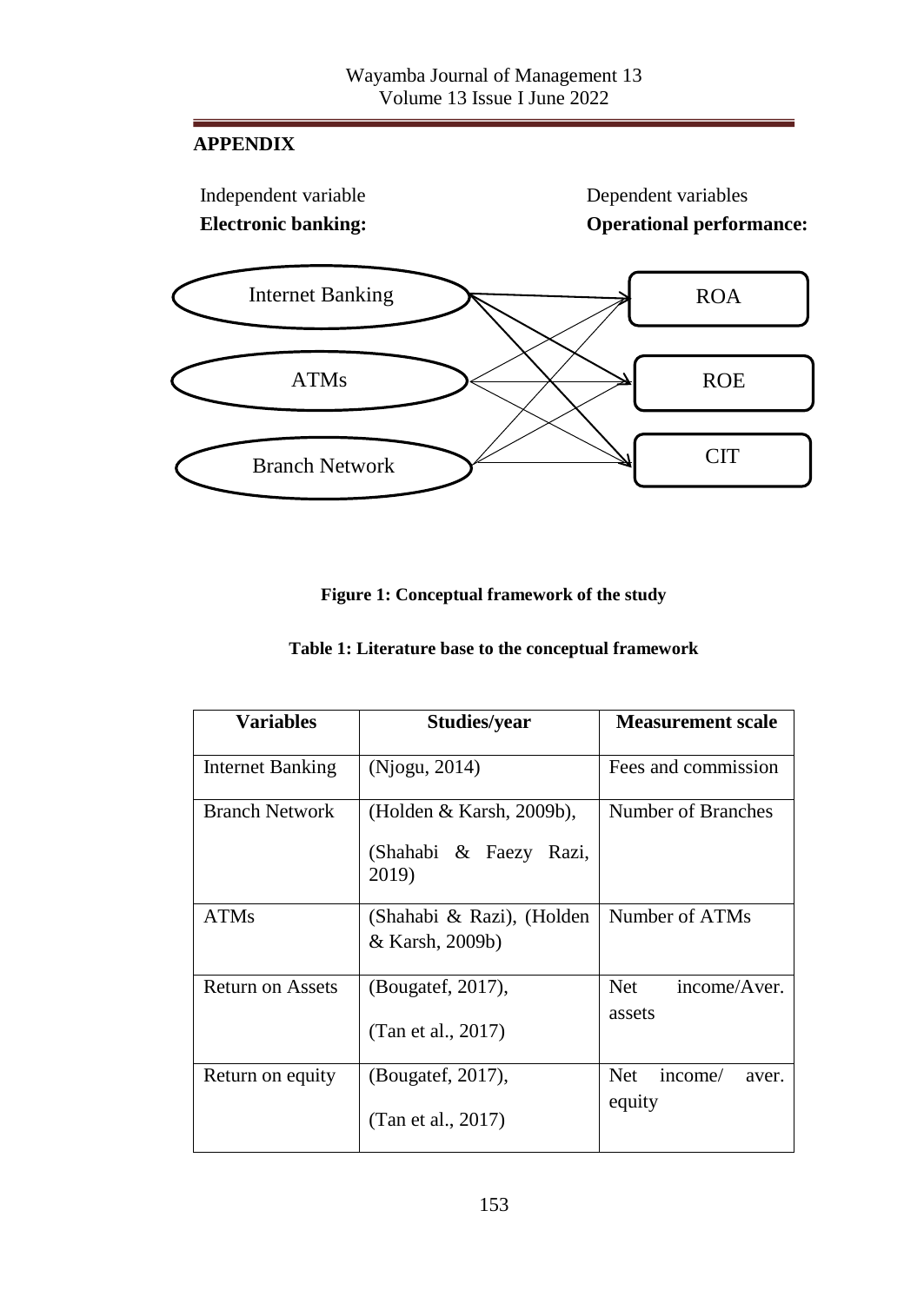## APPENDIX

Independent variable
**Electronic banking:**

Dependent variables
**Operational performance:**

Internet Banking
ATMs
Branch Network

ROA
ROE
CIT

**Figure 1: Conceptual framework of the study**

**Table 1: Literature base to the conceptual framework**

| Variables | Studies/year | Measurement scale |
|---|---|---|
| Internet Banking | (Njogu, 2014) | Fees and commission |
| Branch Network | (Holden & Karsh, 2009b), (Shahabi & Faezy Razi, 2019) | Number of Branches |
| ATMs | (Shahabi & Razi), (Holden & Karsh, 2009b) | Number of ATMs |
| Return on Assets | (Bougatef, 2017), (Tan et al., 2017) | Net income/Aver. assets |
| Return on equity | (Bougatef, 2017), (Tan et al., 2017) | Net income/ aver. equity |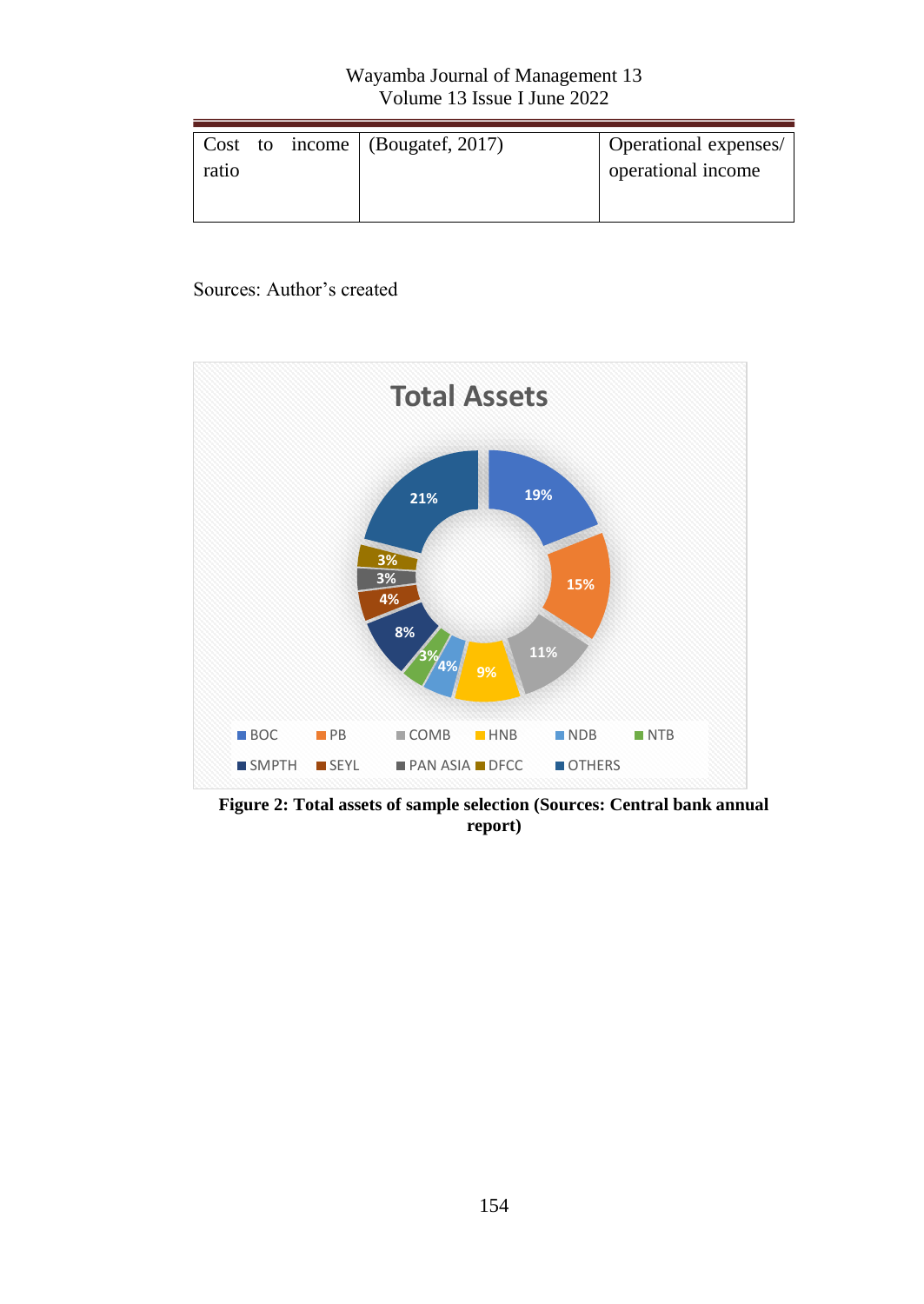| Cost to income ratio | (Bougatef, 2017) | Operational expenses/ operational income |
|---|---|---|

Sources: Author's created

**Figure 2: Total assets of sample selection (Sources: Central bank annual report)**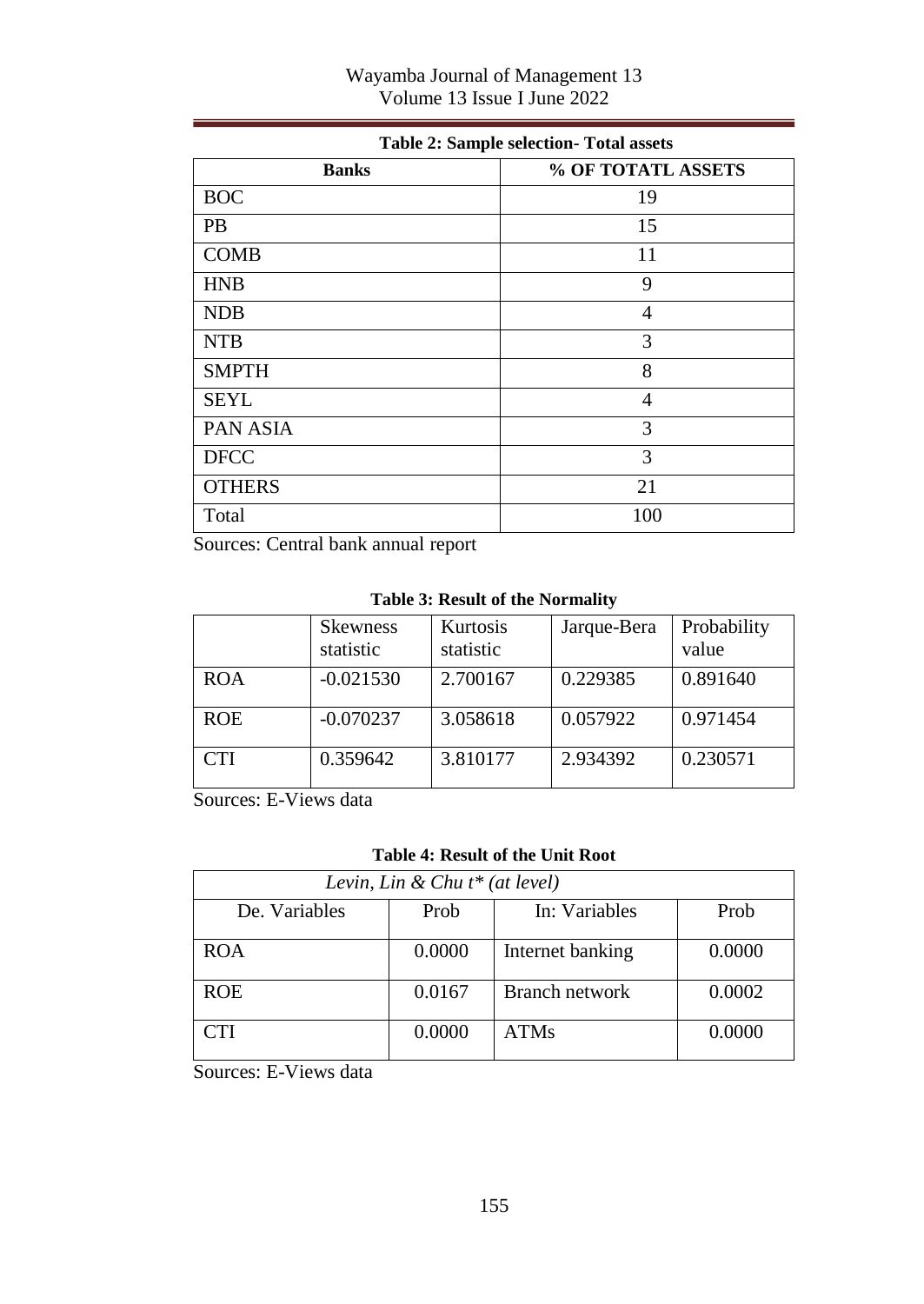**Table 2: Sample selection- Total assets**

| Banks | % OF TOTATL ASSETS |
|---|---|
| BOC | 19 |
| PB | 15 |
| COMB | 11 |
| HNB | 9 |
| NDB | 4 |
| NTB | 3 |
| SMPTH | 8 |
| SEYL | 4 |
| PAN ASIA | 3 |
| DFCC | 3 |
| OTHERS | 21 |
| Total | 100 |

Sources: Central bank annual report

**Table 3: Result of the Normality**

| | Skewness statistic | Kurtosis statistic | Jarque-Bera | Probability value |
|---|---|---|---|---|
| ROA | -0.021530 | 2.700167 | 0.229385 | 0.891640 |
| ROE | -0.070237 | 3.058618 | 0.057922 | 0.971454 |
| CTI | 0.359642 | 3.810177 | 2.934392 | 0.230571 |

Sources: E-Views data

**Table 4: Result of the Unit Root**

| *Levin, Lin & Chu t\* (at level)* | | | |
|---|---|---|---|
| De. Variables | Prob | In: Variables | Prob |
| ROA | 0.0000 | Internet banking | 0.0000 |
| ROE | 0.0167 | Branch network | 0.0002 |
| CTI | 0.0000 | ATMs | 0.0000 |

Sources: E-Views data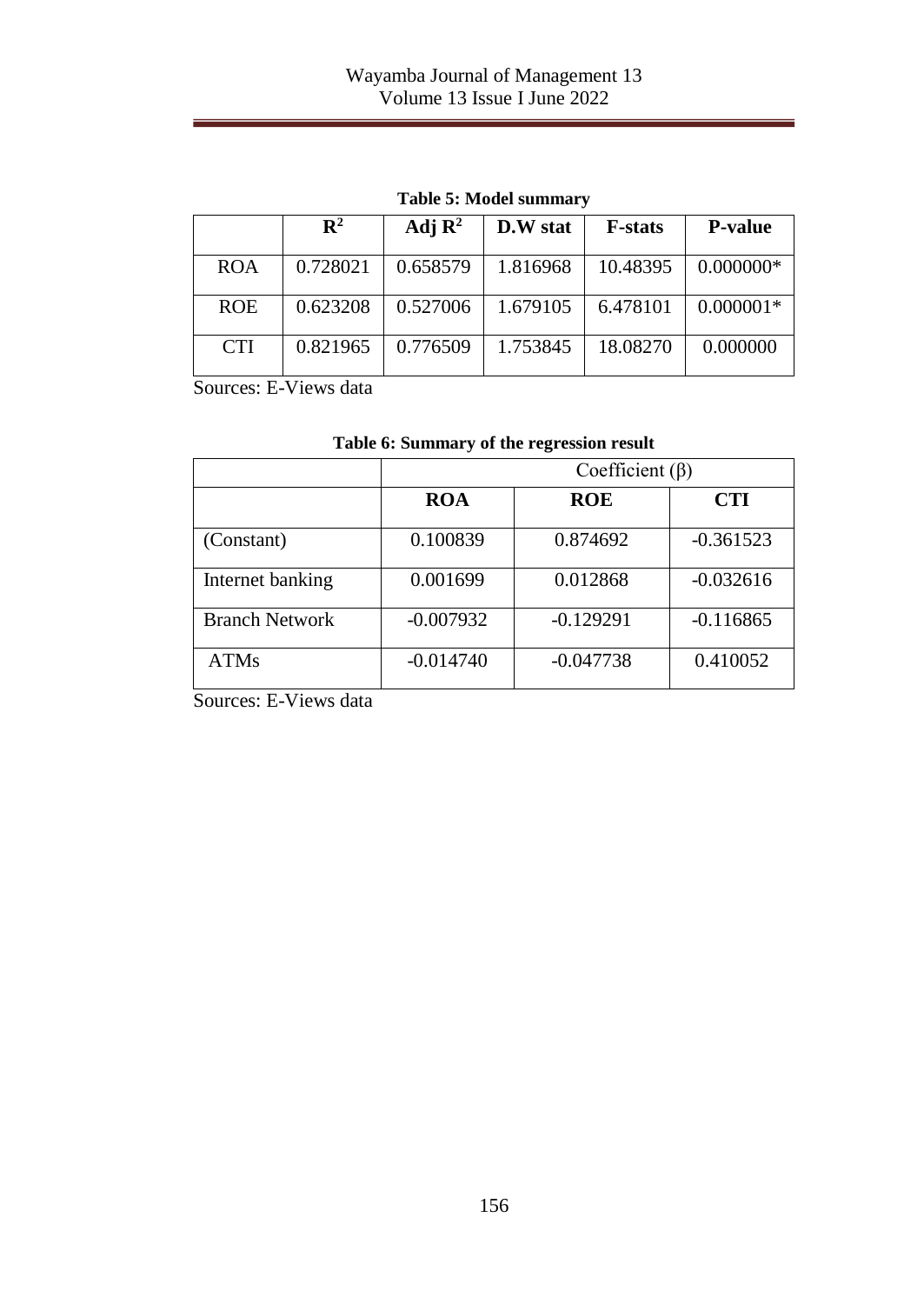**Table 5: Model summary**

|  | $R^2$ | Adj $R^2$ | D.W stat | F-stats | P-value |
|---|---|---|---|---|---|
| ROA | 0.728021 | 0.658579 | 1.816968 | 10.48395 | 0.000000* |
| ROE | 0.623208 | 0.527006 | 1.679105 | 6.478101 | 0.000001* |
| CTI | 0.821965 | 0.776509 | 1.753845 | 18.08270 | 0.000000 |

Sources: E-Views data

**Table 6: Summary of the regression result**

|  | Coefficient (β) | | |
|---|---|---|---|
|  | **ROA** | **ROE** | **CTI** |
| (Constant) | 0.100839 | 0.874692 | -0.361523 |
| Internet banking | 0.001699 | 0.012868 | -0.032616 |
| Branch Network | -0.007932 | -0.129291 | -0.116865 |
| ATMs | -0.014740 | -0.047738 | 0.410052 |

Sources: E-Views data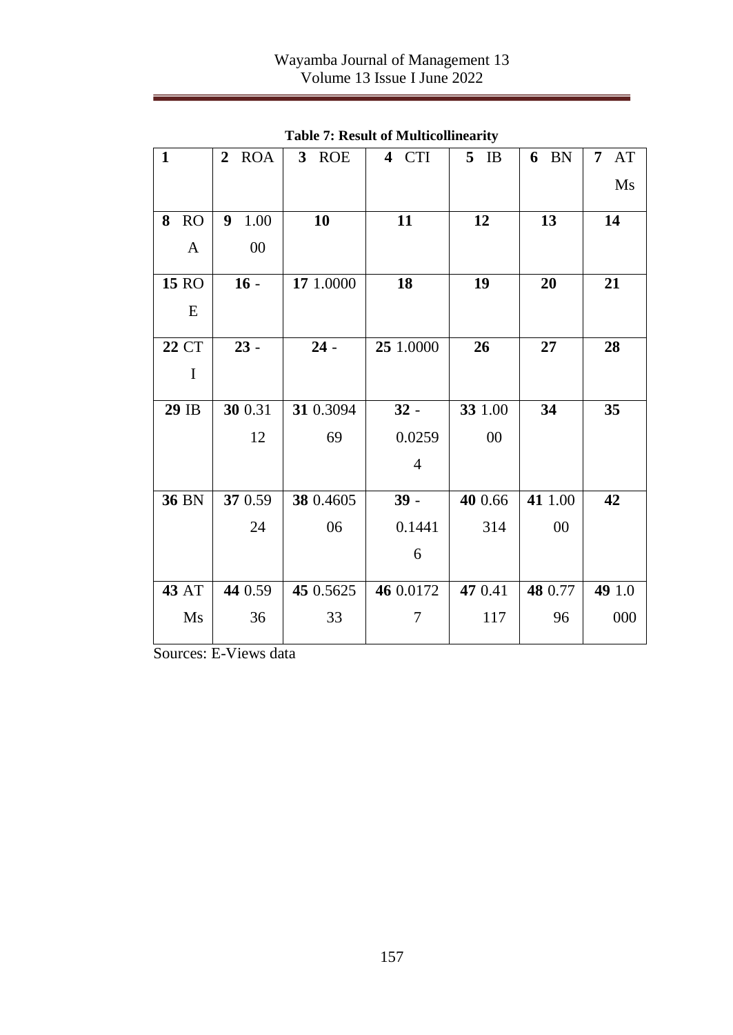**Table 7: Result of Multicollinearity**

| 1 | 2 ROA | 3 ROE | 4 CTI | 5 IB | 6 BN | 7 ATMs |
|---|---|---|---|---|---|---|
| 8 ROA | 9 1.0000 | 10 | 11 | 12 | 13 | 14 |
| 15 ROE | 16 - | 17 1.0000 | 18 | 19 | 20 | 21 |
| 22 CTI | 23 - | 24 - | 25 1.0000 | 26 | 27 | 28 |
| 29 IB | 30 0.3112 | 31 0.309469 | 32 -0.02594 | 33 1.0000 | 34 | 35 |
| 36 BN | 37 0.5924 | 38 0.460506 | 39 -0.14416 | 40 0.66314 | 41 1.0000 | 42 |
| 43 ATMs | 44 0.5936 | 45 0.562533 | 46 0.01727 | 47 0.41117 | 48 0.7796 | 49 1.0000 |

Sources: E-Views data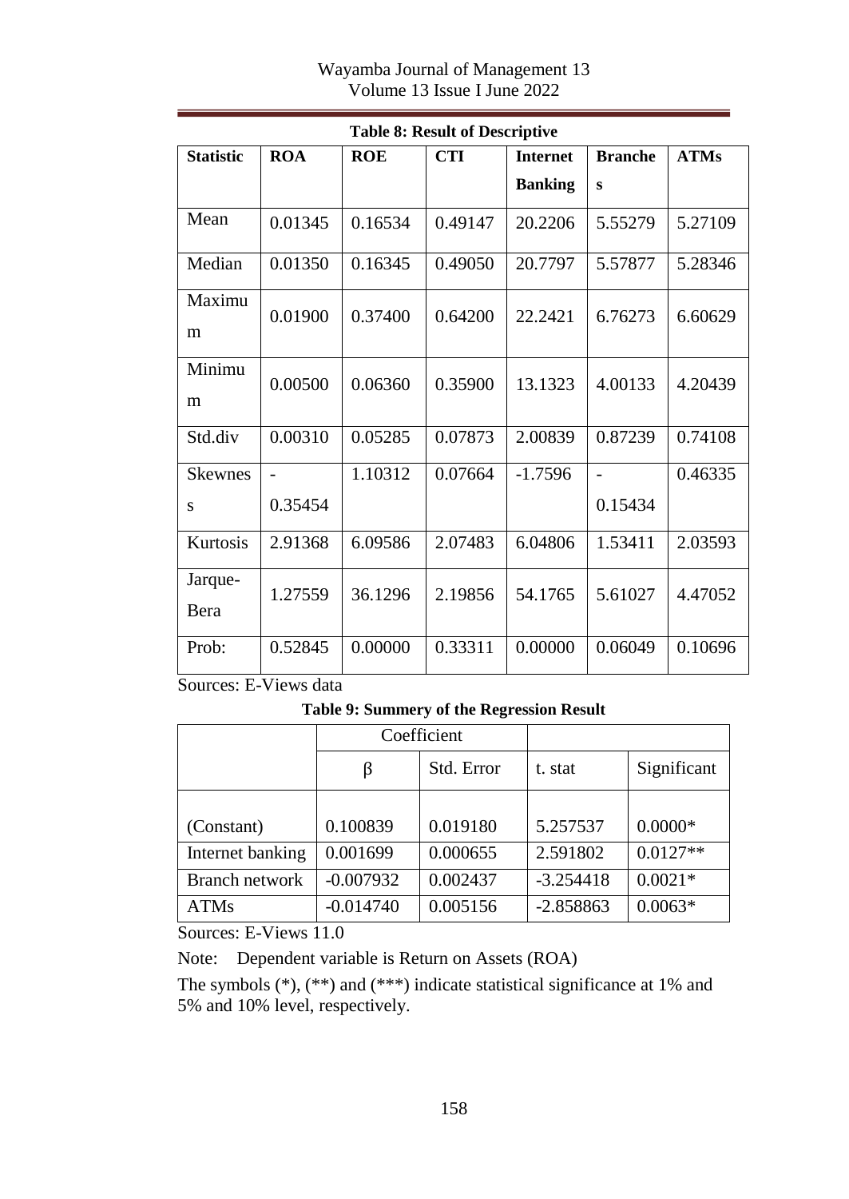**Table 8: Result of Descriptive**

| Statistic | ROA | ROE | CTI | Internet Banking | Branches | ATMs |
|---|---|---|---|---|---|---|
| Mean | 0.01345 | 0.16534 | 0.49147 | 20.2206 | 5.55279 | 5.27109 |
| Median | 0.01350 | 0.16345 | 0.49050 | 20.7797 | 5.57877 | 5.28346 |
| Maximum | 0.01900 | 0.37400 | 0.64200 | 22.2421 | 6.76273 | 6.60629 |
| Minimum | 0.00500 | 0.06360 | 0.35900 | 13.1323 | 4.00133 | 4.20439 |
| Std.div | 0.00310 | 0.05285 | 0.07873 | 2.00839 | 0.87239 | 0.74108 |
| Skewness | -0.35454 | 1.10312 | 0.07664 | -1.7596 | -0.15434 | 0.46335 |
| Kurtosis | 2.91368 | 6.09586 | 2.07483 | 6.04806 | 1.53411 | 2.03593 |
| Jarque-Bera | 1.27559 | 36.1296 | 2.19856 | 54.1765 | 5.61027 | 4.47052 |
| Prob: | 0.52845 | 0.00000 | 0.33311 | 0.00000 | 0.06049 | 0.10696 |

Sources: E-Views data

**Table 9: Summery of the Regression Result**

| | Coefficient | | | |
|---|---|---|---|---|
| | β | Std. Error | t. stat | Significant |
| (Constant) | 0.100839 | 0.019180 | 5.257537 | 0.0000* |
| Internet banking | 0.001699 | 0.000655 | 2.591802 | 0.0127** |
| Branch network | -0.007932 | 0.002437 | -3.254418 | 0.0021* |
| ATMs | -0.014740 | 0.005156 | -2.858863 | 0.0063* |

Sources: E-Views 11.0

Note: Dependent variable is Return on Assets (ROA)

The symbols (*), (**) and (***) indicate statistical significance at 1% and 5% and 10% level, respectively.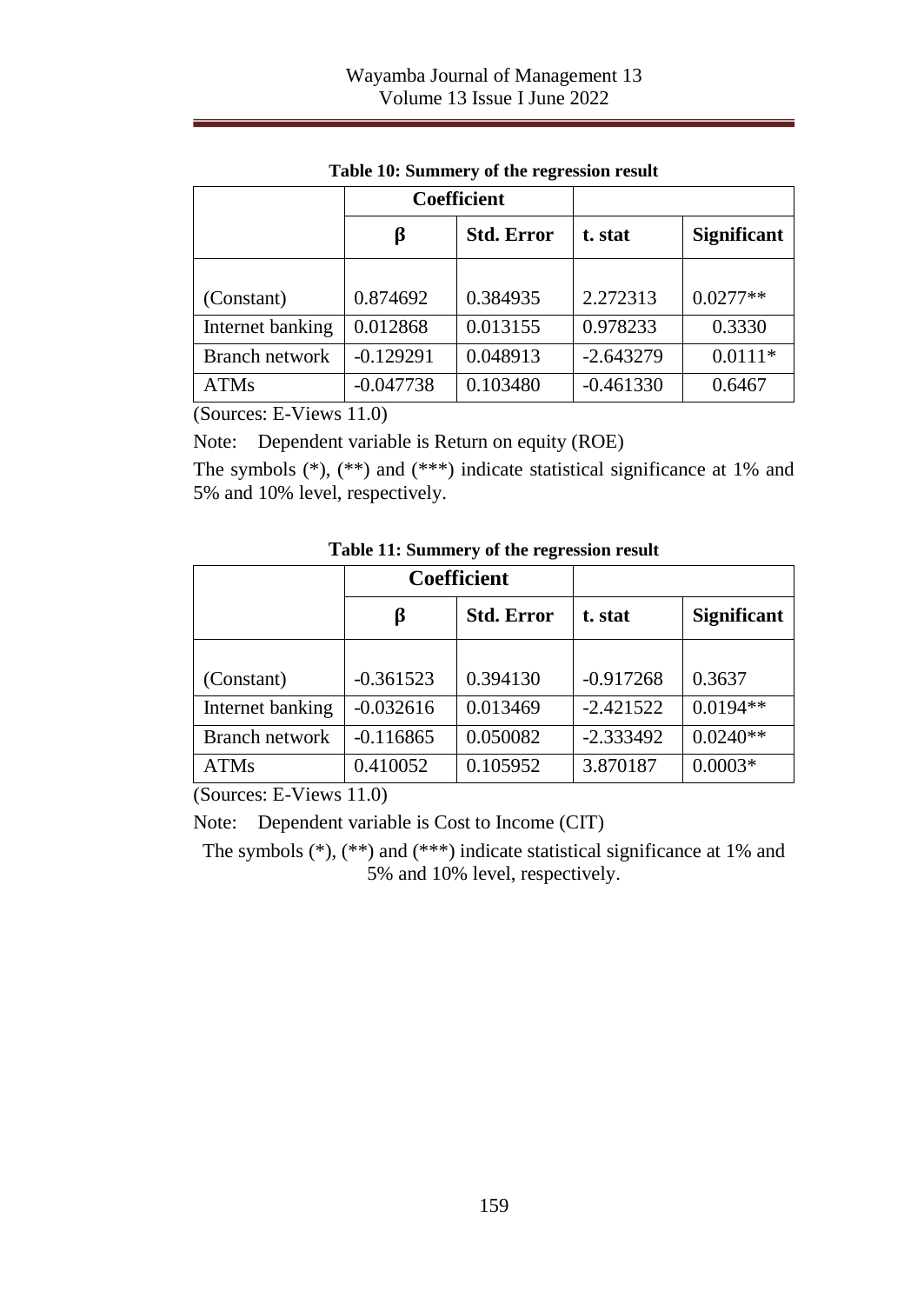**Table 10: Summery of the regression result**

| | Coefficient | | | |
|---|---|---|---|---|
| | β | Std. Error | t. stat | Significant |
| (Constant) | 0.874692 | 0.384935 | 2.272313 | 0.0277** |
| Internet banking | 0.012868 | 0.013155 | 0.978233 | 0.3330 |
| Branch network | -0.129291 | 0.048913 | -2.643279 | 0.0111* |
| ATMs | -0.047738 | 0.103480 | -0.461330 | 0.6467 |

(Sources: E-Views 11.0)

Note: Dependent variable is Return on equity (ROE)

The symbols (*), (**) and (***) indicate statistical significance at 1% and 5% and 10% level, respectively.

**Table 11: Summery of the regression result**

| | Coefficient | | | |
|---|---|---|---|---|
| | β | Std. Error | t. stat | Significant |
| (Constant) | -0.361523 | 0.394130 | -0.917268 | 0.3637 |
| Internet banking | -0.032616 | 0.013469 | -2.421522 | 0.0194** |
| Branch network | -0.116865 | 0.050082 | -2.333492 | 0.0240** |
| ATMs | 0.410052 | 0.105952 | 3.870187 | 0.0003* |

(Sources: E-Views 11.0)

Note: Dependent variable is Cost to Income (CIT)

The symbols (*), (**) and (***) indicate statistical significance at 1% and 5% and 10% level, respectively.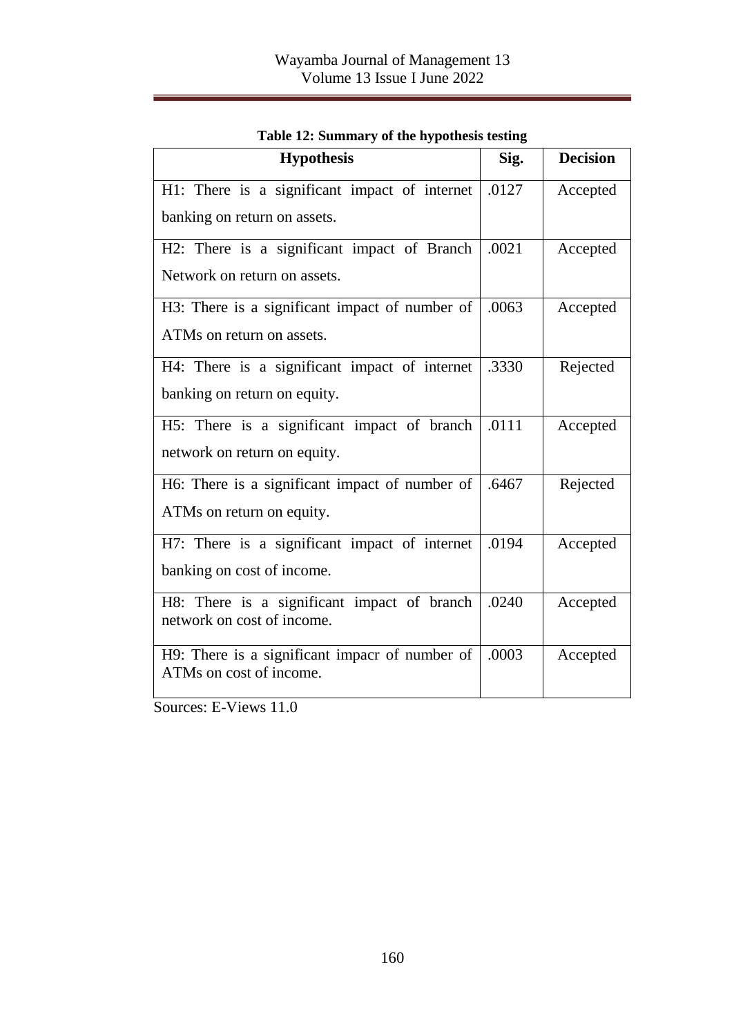**Table 12: Summary of the hypothesis testing**

| Hypothesis | Sig. | Decision |
|---|---|---|
| H1: There is a significant impact of internet banking on return on assets. | .0127 | Accepted |
| H2: There is a significant impact of Branch Network on return on assets. | .0021 | Accepted |
| H3: There is a significant impact of number of ATMs on return on assets. | .0063 | Accepted |
| H4: There is a significant impact of internet banking on return on equity. | .3330 | Rejected |
| H5: There is a significant impact of branch network on return on equity. | .0111 | Accepted |
| H6: There is a significant impact of number of ATMs on return on equity. | .6467 | Rejected |
| H7: There is a significant impact of internet banking on cost of income. | .0194 | Accepted |
| H8: There is a significant impact of branch network on cost of income. | .0240 | Accepted |
| H9: There is a significant impacr of number of ATMs on cost of income. | .0003 | Accepted |

Sources: E-Views 11.0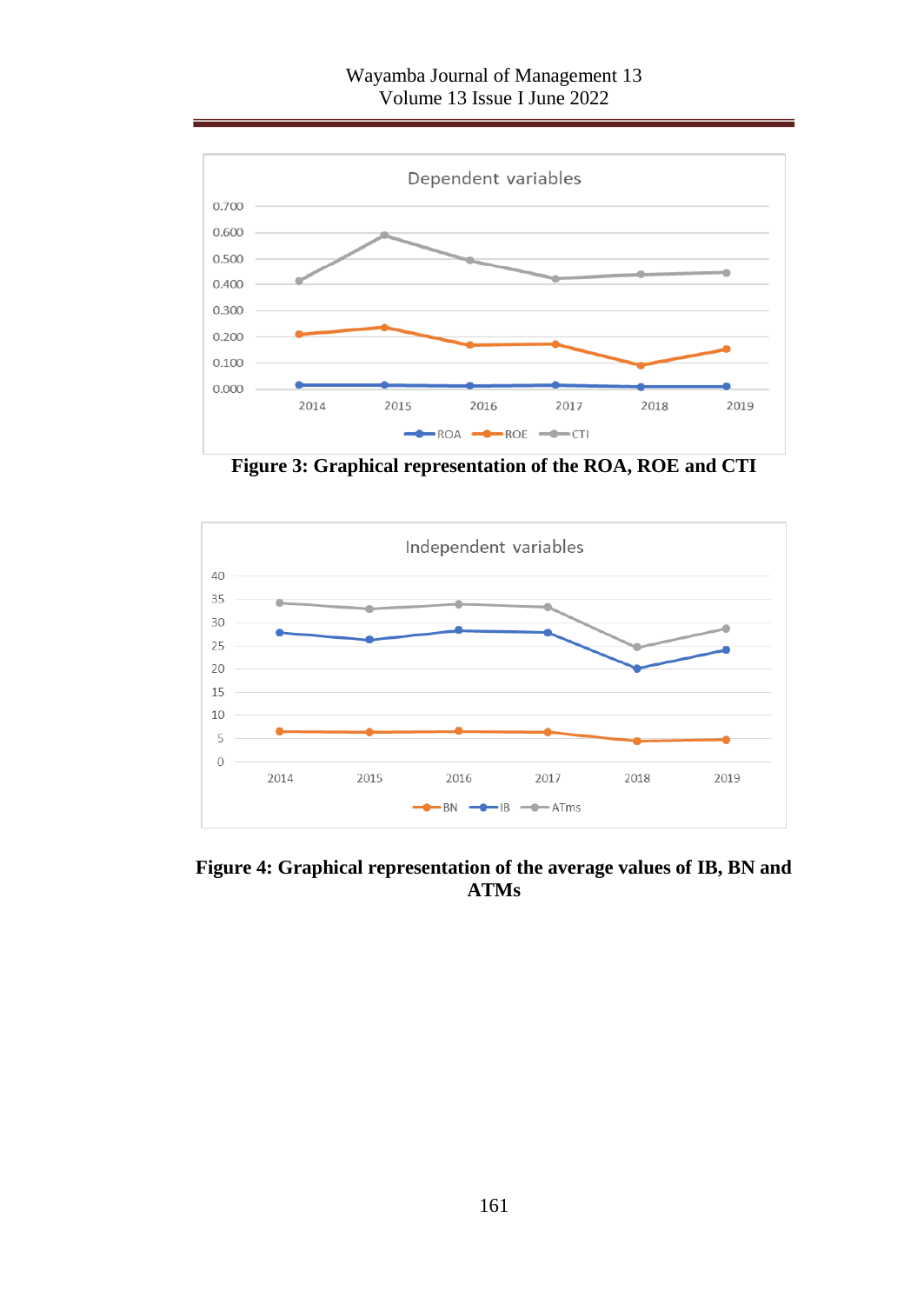**Figure 3: Graphical representation of the ROA, ROE and CTI**

**Figure 4: Graphical representation of the average values of IB, BN and ATMs**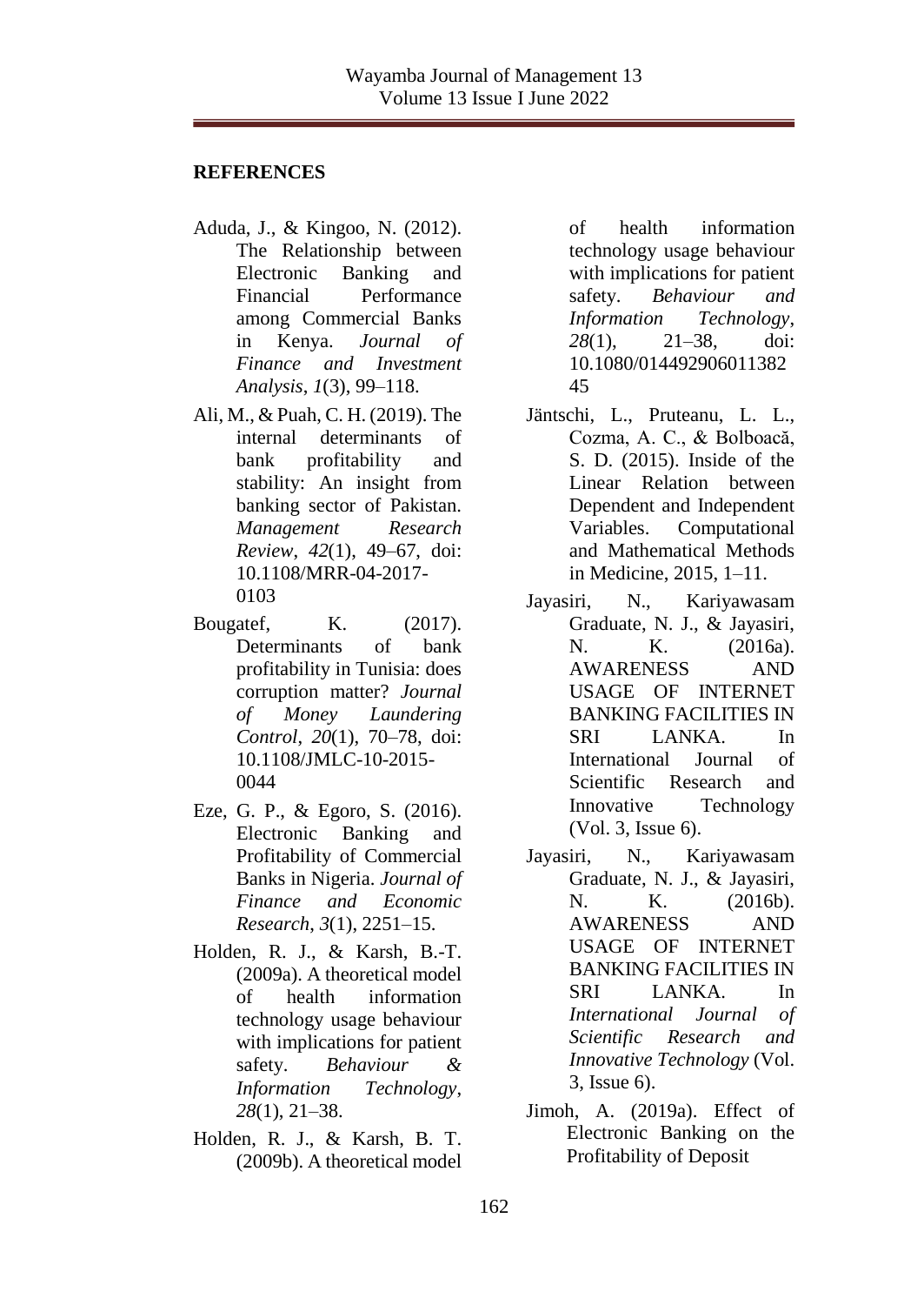## REFERENCES

Aduda, J., & Kingoo, N. (2012). The Relationship between Electronic Banking and Financial Performance among Commercial Banks in Kenya. *Journal of Finance and Investment Analysis*, *1*(3), 99–118.

Ali, M., & Puah, C. H. (2019). The internal determinants of bank profitability and stability: An insight from banking sector of Pakistan. *Management Research Review*, *42*(1), 49–67, doi: 10.1108/MRR-04-2017-0103

Bougatef, K. (2017). Determinants of bank profitability in Tunisia: does corruption matter? *Journal of Money Laundering Control*, *20*(1), 70–78, doi: 10.1108/JMLC-10-2015-0044

Eze, G. P., & Egoro, S. (2016). Electronic Banking and Profitability of Commercial Banks in Nigeria. *Journal of Finance and Economic Research*, *3*(1), 2251–15.

Holden, R. J., & Karsh, B.-T. (2009a). A theoretical model of health information technology usage behaviour with implications for patient safety. *Behaviour & Information Technology*, *28*(1), 21–38.

Holden, R. J., & Karsh, B. T. (2009b). A theoretical model of health information technology usage behaviour with implications for patient safety. *Behaviour and Information Technology*, *28*(1), 21–38, doi: 10.1080/01449290601138245

Jäntschi, L., Pruteanu, L. L., Cozma, A. C., & Bolboacă, S. D. (2015). Inside of the Linear Relation between Dependent and Independent Variables. Computational and Mathematical Methods in Medicine, 2015, 1–11.

Jayasiri, N., Kariyawasam Graduate, N. J., & Jayasiri, N. K. (2016a). AWARENESS AND USAGE OF INTERNET BANKING FACILITIES IN SRI LANKA. In International Journal of Scientific Research and Innovative Technology (Vol. 3, Issue 6).

Jayasiri, N., Kariyawasam Graduate, N. J., & Jayasiri, N. K. (2016b). AWARENESS AND USAGE OF INTERNET BANKING FACILITIES IN SRI LANKA. In *International Journal of Scientific Research and Innovative Technology* (Vol. 3, Issue 6).

Jimoh, A. (2019a). Effect of Electronic Banking on the Profitability of Deposit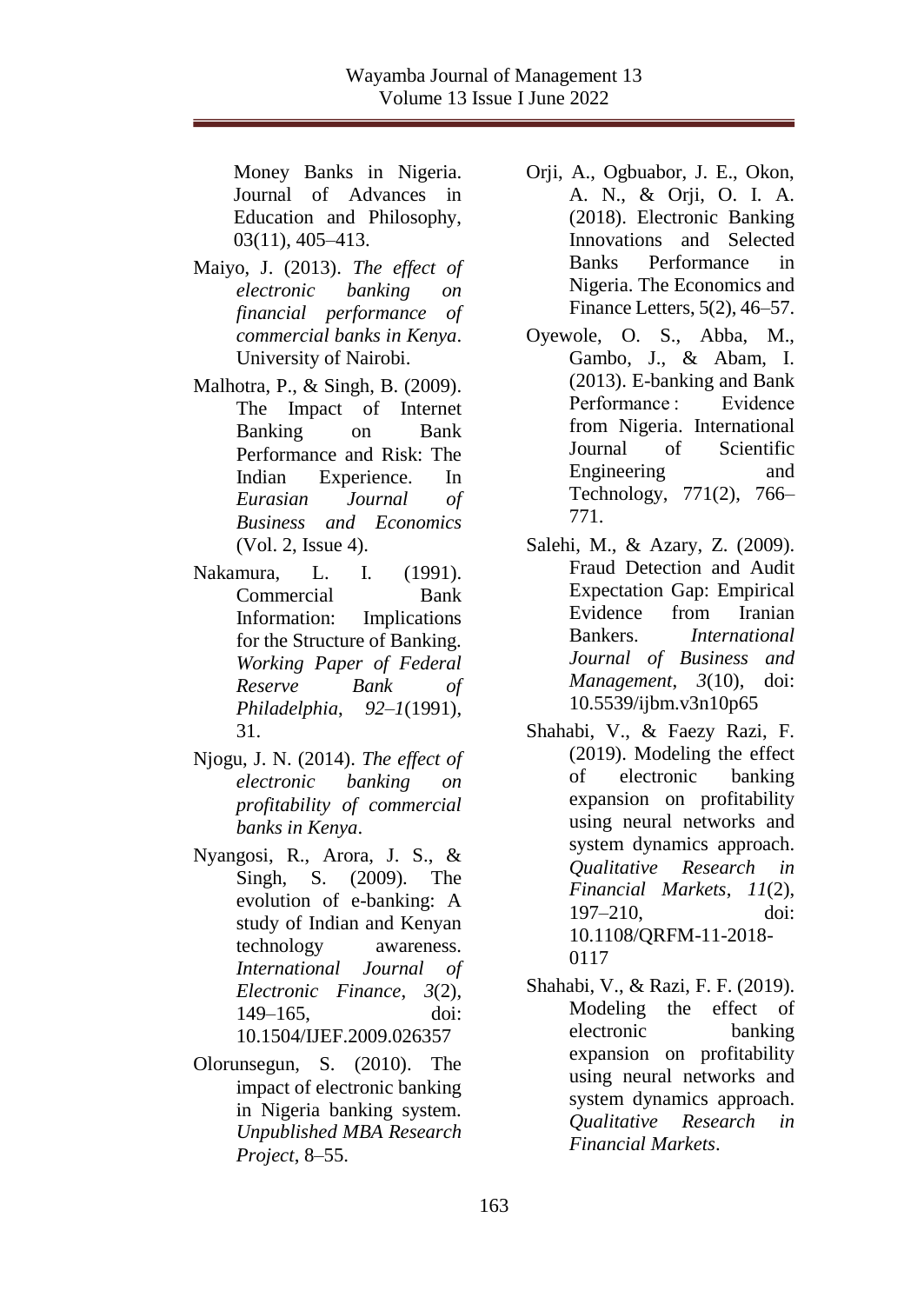Money Banks in Nigeria. Journal of Advances in Education and Philosophy, 03(11), 405–413.

Maiyo, J. (2013). *The effect of electronic banking on financial performance of commercial banks in Kenya*. University of Nairobi.

Malhotra, P., & Singh, B. (2009). The Impact of Internet Banking on Bank Performance and Risk: The Indian Experience. In *Eurasian Journal of Business and Economics* (Vol. 2, Issue 4).

Nakamura, L. I. (1991). Commercial Bank Information: Implications for the Structure of Banking. *Working Paper of Federal Reserve Bank of Philadelphia*, *92–1*(1991), 31.

Njogu, J. N. (2014). *The effect of electronic banking on profitability of commercial banks in Kenya*.

Nyangosi, R., Arora, J. S., & Singh, S. (2009). The evolution of e-banking: A study of Indian and Kenyan technology awareness. *International Journal of Electronic Finance*, *3*(2), 149–165, doi: 10.1504/IJEF.2009.026357

Olorunsegun, S. (2010). The impact of electronic banking in Nigeria banking system. *Unpublished MBA Research Project*, 8–55.

Orji, A., Ogbuabor, J. E., Okon, A. N., & Orji, O. I. A. (2018). Electronic Banking Innovations and Selected Banks Performance in Nigeria. The Economics and Finance Letters, 5(2), 46–57.

Oyewole, O. S., Abba, M., Gambo, J., & Abam, I. (2013). E-banking and Bank Performance : Evidence from Nigeria. International Journal of Scientific Engineering and Technology, 771(2), 766–771.

Salehi, M., & Azary, Z. (2009). Fraud Detection and Audit Expectation Gap: Empirical Evidence from Iranian Bankers. *International Journal of Business and Management*, *3*(10), doi: 10.5539/ijbm.v3n10p65

Shahabi, V., & Faezy Razi, F. (2019). Modeling the effect of electronic banking expansion on profitability using neural networks and system dynamics approach. *Qualitative Research in Financial Markets*, *11*(2), 197–210, doi: 10.1108/QRFM-11-2018-0117

Shahabi, V., & Razi, F. F. (2019). Modeling the effect of electronic banking expansion on profitability using neural networks and system dynamics approach. *Qualitative Research in Financial Markets*.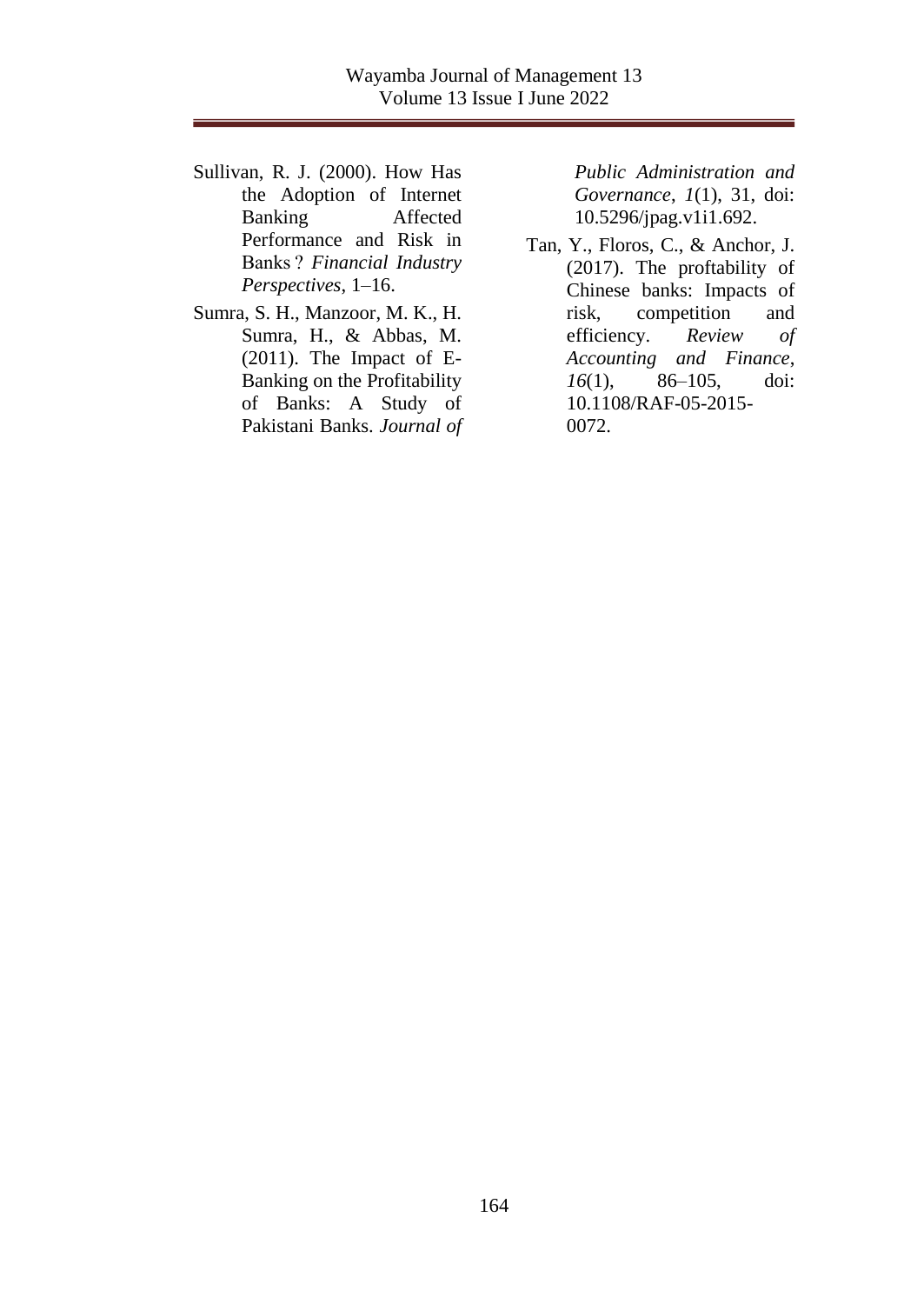Sullivan, R. J. (2000). How Has the Adoption of Internet Banking Affected Performance and Risk in Banks ? *Financial Industry Perspectives*, 1–16.

Sumra, S. H., Manzoor, M. K., H. Sumra, H., & Abbas, M. (2011). The Impact of E-Banking on the Profitability of Banks: A Study of Pakistani Banks. *Journal of Public Administration and Governance*, *1*(1), 31, doi: 10.5296/jpag.v1i1.692.

Tan, Y., Floros, C., & Anchor, J. (2017). The proftability of Chinese banks: Impacts of risk, competition and efficiency. *Review of Accounting and Finance*, *16*(1), 86–105, doi: 10.1108/RAF-05-2015-0072.